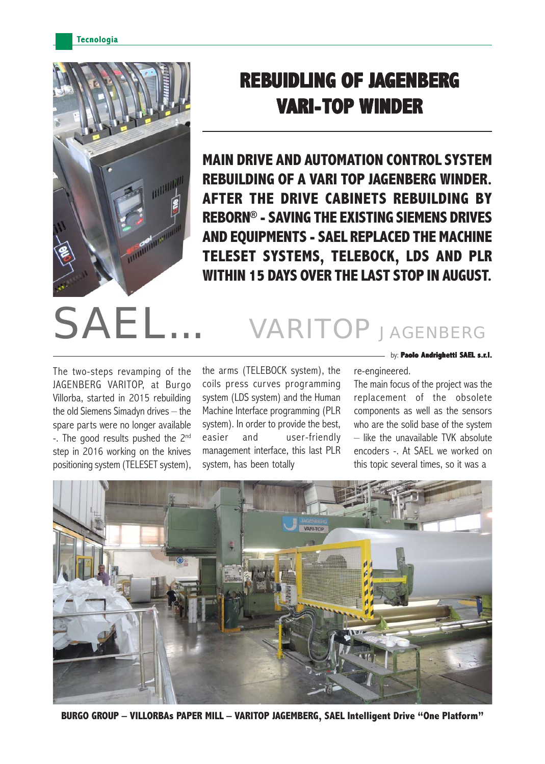# REBUIDLING OF JAGENBERG VARI-TOP WINDER

**MAIN DRIVE AND AUTOMATION CONTROL SYSTEM REBUILDING OF A VARI TOP JAGENBERG WINDER. AFTER THE DRIVE CABINETS REBUILDING BY REBORN® - SAVING THE EXISTING SIEMENS DRIVES AND EQUIPMENTS - SAEL REPLACED THE MACHINE TELESET SYSTEMS, TELEBOCK, LDS AND PLR WITHIN 15 DAYS OVER THE LAST STOP IN AUGUST.**

SAEL... VARITOP JAGENBERG

by: **Paolo Andrighetti SAEL s.r.l.**

The two-steps revamping of the JAGENBERG VARITOP, at Burgo Villorba, started in 2015 rebuilding the old Siemens Simadyn drives – the spare parts were no longer available -. The good results pushed the 2nd step in 2016 working on the knives positioning system (TELESET system), the arms (TELEBOCK system), the coils press curves programming system (LDS system) and the Human Machine Interface programming (PLR system). In order to provide the best, easier and user-friendly management interface, this last PLR system, has been totally re-engineered.

The main focus of the project was the replacement of the obsolete components as well as the sensors who are the solid base of the system – like the unavailable TVK absolute encoders -. At SAEL we worked on this topic several times, so it was a

BURGO GROUP – VILLORBAs PAPER MILL – VARITOP JAGEMBERG, SAEL Intelligent Drive "One Platform"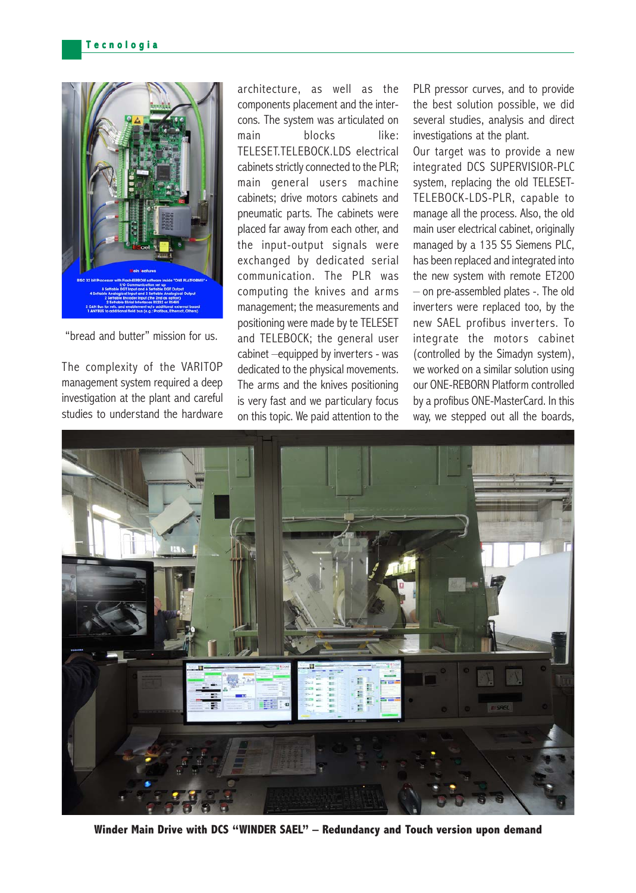"bread and butter" mission for us.

The complexity of the VARITOP management system required a deep investigation at the plant and careful studies to understand the hardware architecture, as well as the components placement and the intercons. The system was articulated on main blocks like: TELESET.TELEBOCK.LDS electrical cabinets strictly connected to the PLR; main general users machine cabinets; drive motors cabinets and pneumatic parts. The cabinets were placed far away from each other, and the input-output signals were exchanged by dedicated serial communication. The PLR was computing the knives and arms management; the measurements and positioning were made by te TELESET and TELEBOCK; the general user cabinet –equipped by inverters - was dedicated to the physical movements. The arms and the knives positioning is very fast and we particulary focus on this topic. We paid attention to the PLR pressor curves, and to provide the best solution possible, we did several studies, analysis and direct investigations at the plant.

Our target was to provide a new integrated DCS SUPERVISIOR-PLC system, replacing the old TELESET-TELEBOCK-LDS-PLR, capable to manage all the process. Also, the old main user electrical cabinet, originally managed by a 135 S5 Siemens PLC, has been replaced and integrated into the new system with remote ET200 – on pre-assembled plates -. The old inverters were replaced too, by the new SAEL profibus inverters. To integrate the motors cabinet (controlled by the Simadyn system), we worked on a similar solution using our ONE-REBORN Platform controlled by a profibus ONE-MasterCard. In this way, we stepped out all the boards,

**Winder Main Drive with DCS "WINDER SAEL" – Redundancy and Touch version upon demand**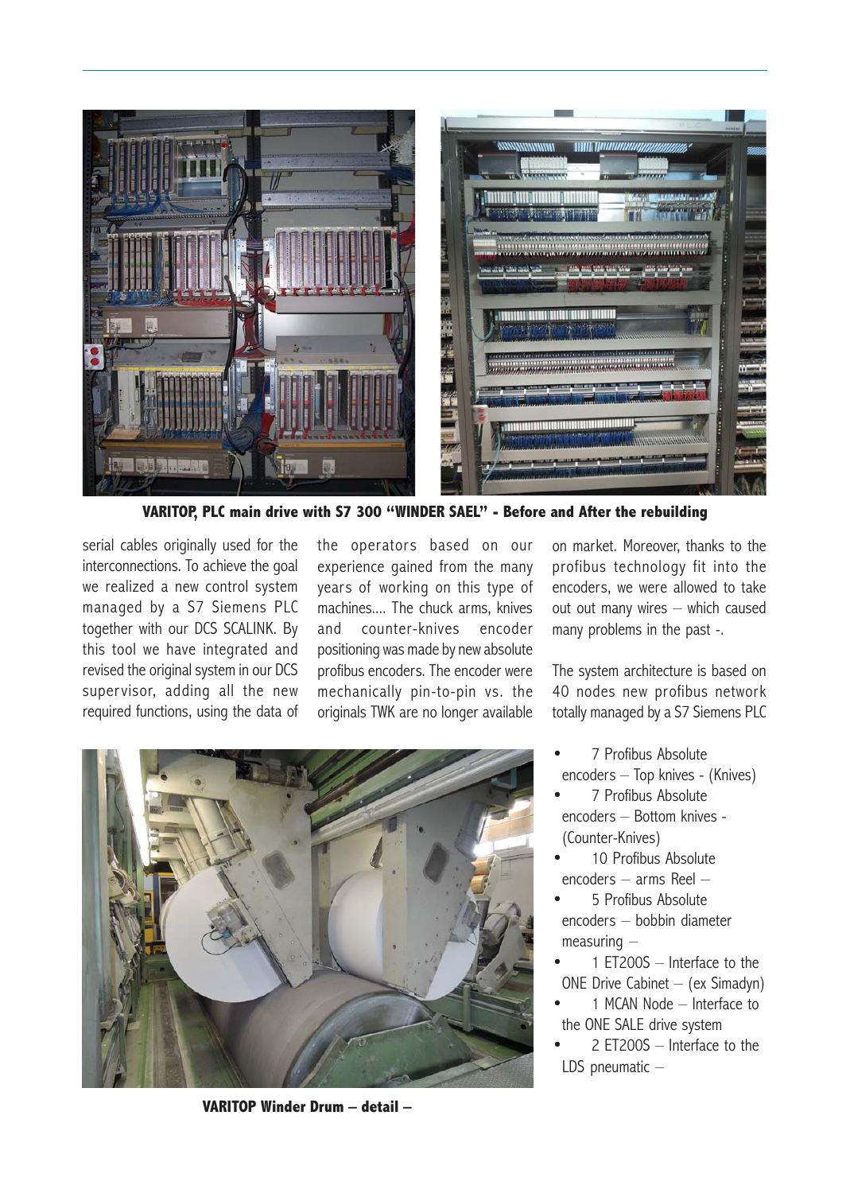**VARITOP, PLC main drive with S7 300 "WINDER SAEL" - Before and After the rebuilding**

serial cables originally used for the interconnections. To achieve the goal we realized a new control system managed by a S7 Siemens PLC together with our DCS SCALINK. By this tool we have integrated and revised the original system in our DCS supervisor, adding all the new required functions, using the data of the operators based on our experience gained from the many years of working on this type of machines.... The chuck arms, knives and counter-knives encoder positioning was made by new absolute profibus encoders. The encoder were mechanically pin-to-pin vs. the originals TWK are no longer available on market. Moreover, thanks to the profibus technology fit into the encoders, we were allowed to take out out many wires – which caused many problems in the past -.

The system architecture is based on 40 nodes new profibus network totally managed by a S7 Siemens PLC

- 7 Profibus Absolute encoders – Top knives - (Knives)
- 7 Profibus Absolute encoders – Bottom knives - (Counter-Knives)
- 10 Profibus Absolute encoders – arms Reel –
- 5 Profibus Absolute encoders – bobbin diameter measuring –
- 1 ET200S – Interface to the ONE Drive Cabinet – (ex Simadyn)
- 1 MCAN Node – Interface to the ONE SALE drive system
- 2 ET200S – Interface to the LDS pneumatic –

**VARITOP Winder Drum – detail –**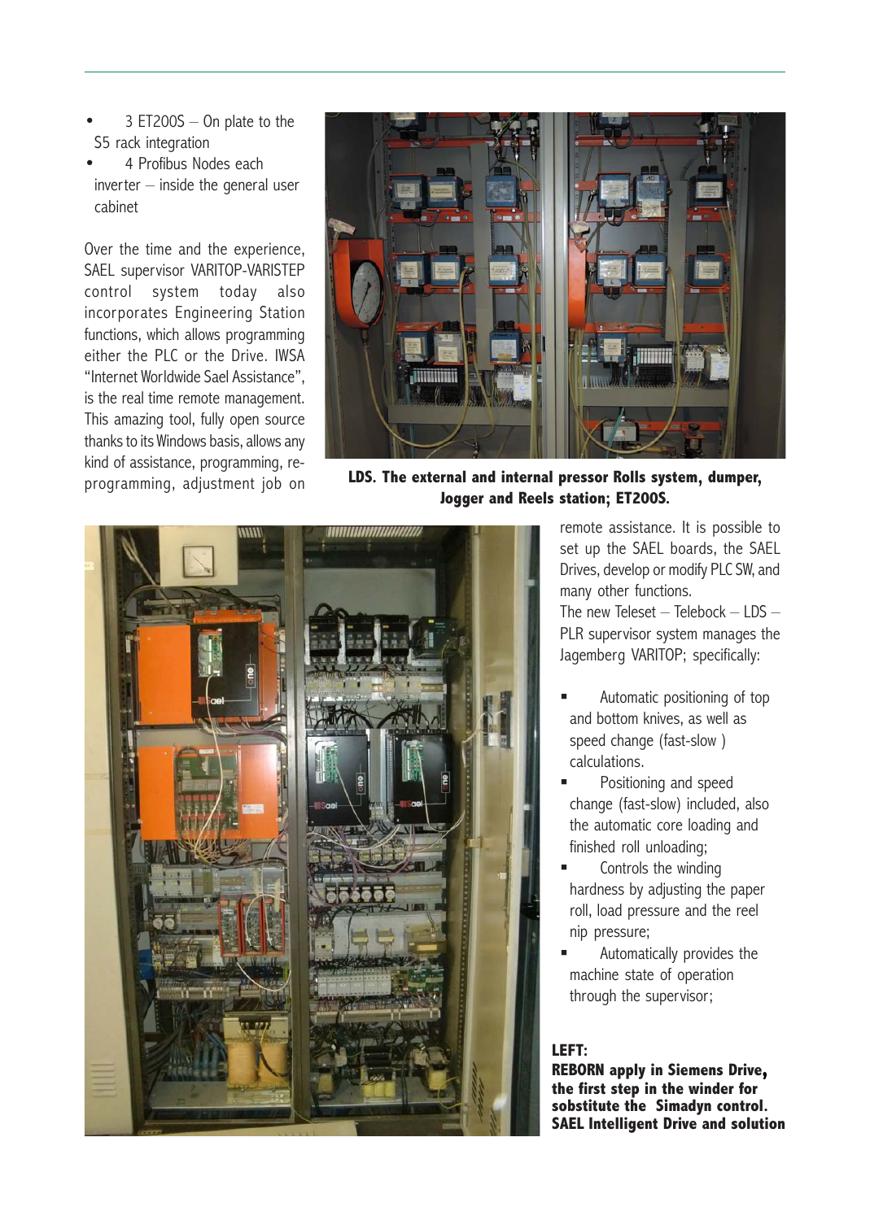- 3 ET200S – On plate to the S5 rack integration
- 4 Profibus Nodes each inverter – inside the general user cabinet

Over the time and the experience, SAEL supervisor VARITOP-VARISTEP control system today also incorporates Engineering Station functions, which allows programming either the PLC or the Drive. IWSA "Internet Worldwide Sael Assistance", is the real time remote management. This amazing tool, fully open source thanks to its Windows basis, allows any kind of assistance, programming, re-programming, adjustment job on remote assistance. It is possible to set up the SAEL boards, the SAEL Drives, develop or modify PLC SW, and many other functions.

The new Teleset – Telebock – LDS – PLR supervisor system manages the Jagemberg VARITOP; specifically:

- Automatic positioning of top and bottom knives, as well as speed change (fast-slow) calculations.
- Positioning and speed change (fast-slow) included, also the automatic core loading and finished roll unloading;
- Controls the winding hardness by adjusting the paper roll, load pressure and the reel nip pressure;
- Automatically provides the machine state of operation through the supervisor;

**LDS. The external and internal pressor Rolls system, dumper, Jogger and Reels station; ET200S.**

**LEFT:**
**REBORN apply in Siemens Drive, the first step in the winder for sobstitute the Simadyn control. SAEL Intelligent Drive and solution**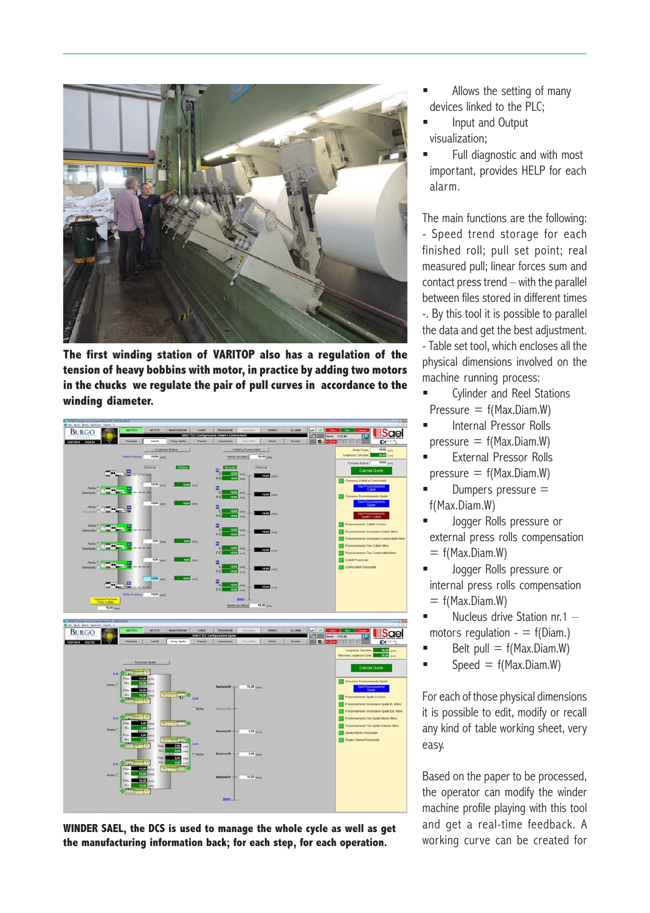**The first winding station of VARITOP also has a regulation of the tension of heavy bobbins with motor, in practice by adding two motors in the chucks we regulate the pair of pull curves in accordance to the winding diameter.**

**WINDER SAEL, the DCS is used to manage the whole cycle as well as get the manufacturing information back; for each step, for each operation.**

- Allows the setting of many devices linked to the PLC;
- Input and Output visualization;
- Full diagnostic and with most important, provides HELP for each alarm.

The main functions are the following:

- Speed trend storage for each finished roll; pull set point; real measured pull; linear forces sum and contact press trend – with the parallel between files stored in different times -. By this tool it is possible to parallel the data and get the best adjustment.
- Table set tool, which encloses all the physical dimensions involved on the machine running process:

- Cylinder and Reel Stations Pressure = f(Max.Diam.W)
- Internal Pressor Rolls pressure = f(Max.Diam.W)
- External Pressor Rolls pressure = f(Max.Diam.W)
- Dumpers pressure = f(Max.Diam.W)
- Jogger Rolls pressure or external press rolls compensation = f(Max.Diam.W)
- Jogger Rolls pressure or internal press rolls compensation = f(Max.Diam.W)
- Nucleus drive Station nr.1 – motors regulation - = f(Diam.)
- Belt pull = f(Max.Diam.W)
- Speed = f(Max.Diam.W)

For each of those physical dimensions it is possible to edit, modify or recall any kind of table working sheet, very easy.

Based on the paper to be processed, the operator can modify the winder machine profile playing with this tool and get a real-time feedback. A working curve can be created for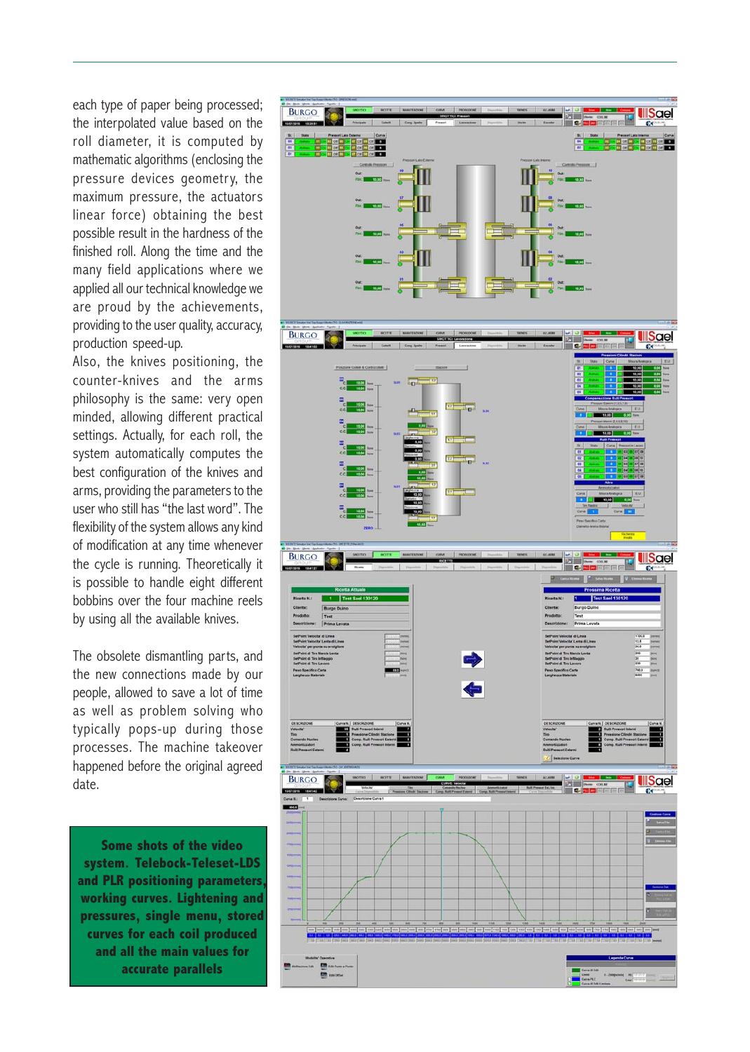each type of paper being processed; the interpolated value based on the roll diameter, it is computed by mathematic algorithms (enclosing the pressure devices geometry, the maximum pressure, the actuators linear force) obtaining the best possible result in the hardness of the finished roll. Along the time and the many field applications where we applied all our technical knowledge we are proud by the achievements, providing to the user quality, accuracy, production speed-up.

Also, the knives positioning, the counter-knives and the arms philosophy is the same: very open minded, allowing different practical settings. Actually, for each roll, the system automatically computes the best configuration of the knives and arms, providing the parameters to the user who still has "the last word". The flexibility of the system allows any kind of modification at any time whenever the cycle is running. Theoretically it is possible to handle eight different bobbins over the four machine reels by using all the available knives.

The obsolete dismantling parts, and the new connections made by our people, allowed to save a lot of time as well as problem solving who typically pops-up during those processes. The machine takeover happened before the original agreed date.

**Some shots of the video system. Telebock-Teleset-LDS and PLR positioning parameters, working curves. Lightening and pressures, single menu, stored curves for each coil produced and all the main values for accurate parallels**